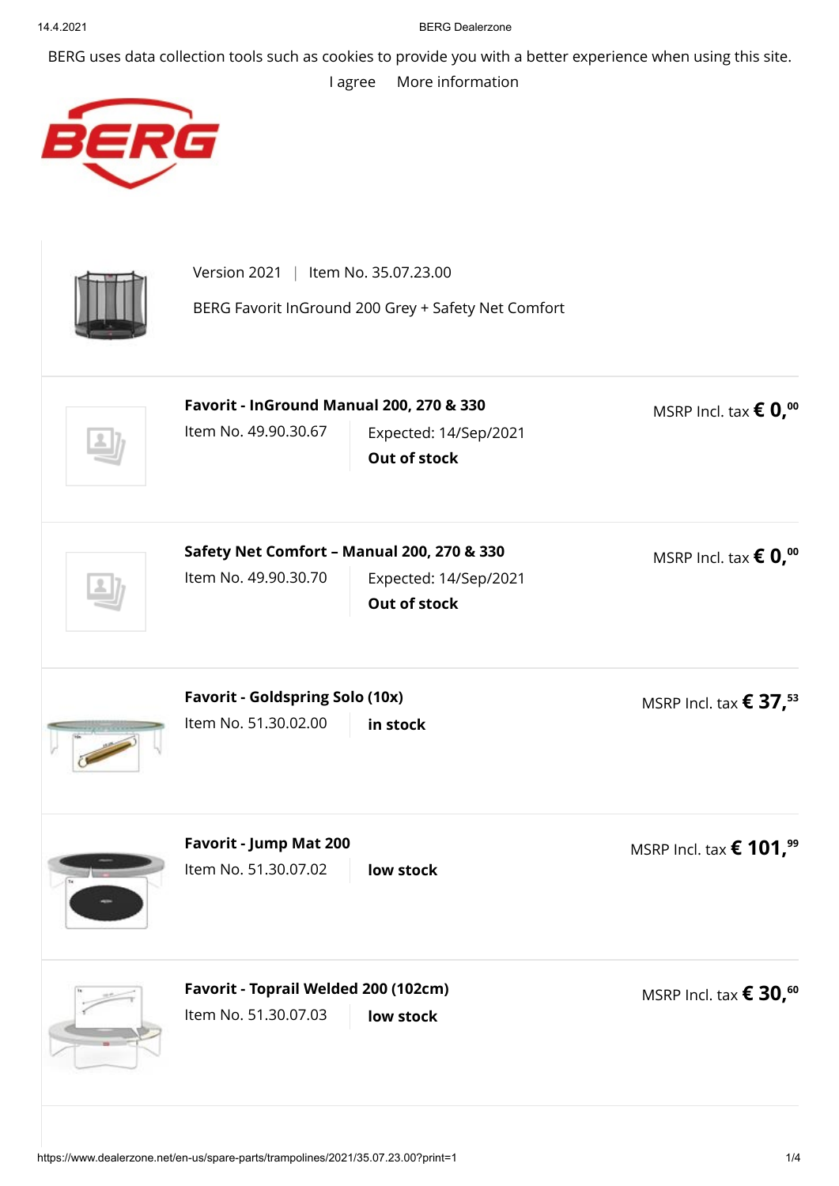BERG uses data collection tools such as cookies to provide you with a better experience when using this site.

I agree    More information

Version 2021 | Item No. 35.07.23.00

BERG Favorit InGround 200 Grey + Safety Net Comfort

**Favorit - InGround Manual 200, 270 & 330**

Item No. 49.90.30.67 | Expected: 14/Sep/2021 **Out of stock**

MSRP Incl. tax **€ 0,00**

**Safety Net Comfort – Manual 200, 270 & 330**

Item No. 49.90.30.70 | Expected: 14/Sep/2021 **Out of stock**

MSRP Incl. tax **€ 0,00**

**Favorit - Goldspring Solo (10x)**

Item No. 51.30.02.00 | **in stock**

MSRP Incl. tax **€ 37,53**

**Favorit - Jump Mat 200**

Item No. 51.30.07.02 | **low stock**

MSRP Incl. tax **€ 101,99**

**Favorit - Toprail Welded 200 (102cm)**

Item No. 51.30.07.03 | **low stock**

MSRP Incl. tax **€ 30,60**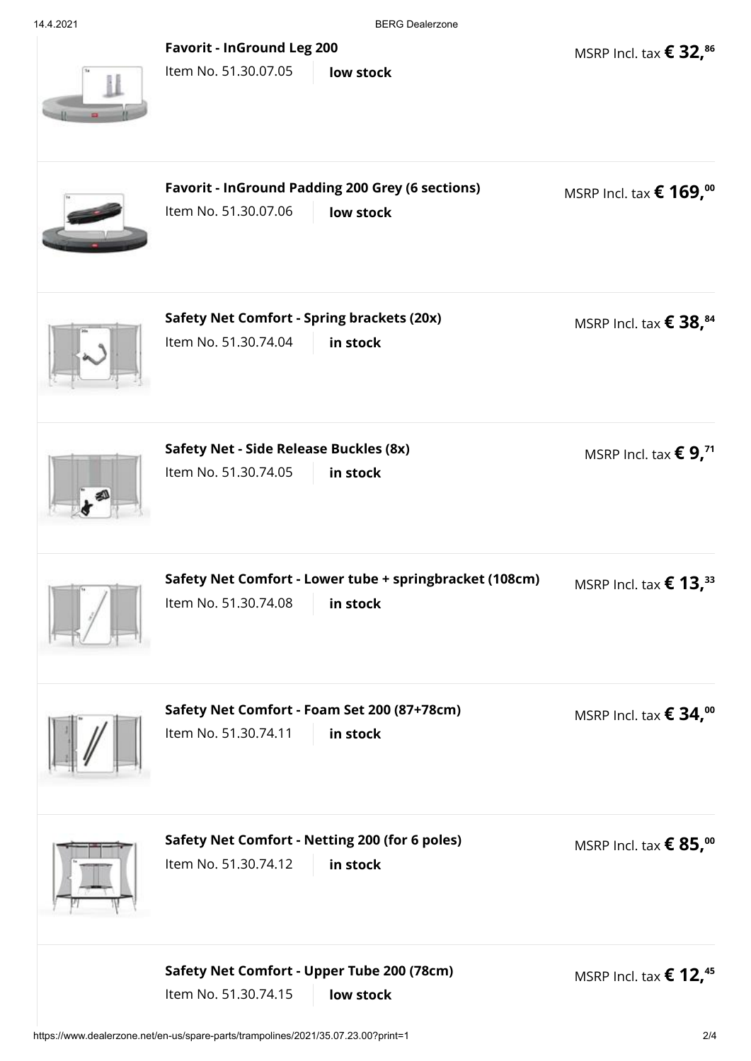**Favorit - InGround Leg 200**

Item No. 51.30.07.05 | **low stock**

MSRP Incl. tax **€ 32,86**

**Favorit - InGround Padding 200 Grey (6 sections)**

Item No. 51.30.07.06 | **low stock**

MSRP Incl. tax **€ 169,00**

**Safety Net Comfort - Spring brackets (20x)**

Item No. 51.30.74.04 | **in stock**

MSRP Incl. tax **€ 38,84**

**Safety Net - Side Release Buckles (8x)**

Item No. 51.30.74.05 | **in stock**

MSRP Incl. tax **€ 9,71**

**Safety Net Comfort - Lower tube + springbracket (108cm)**

Item No. 51.30.74.08 | **in stock**

MSRP Incl. tax **€ 13,33**

**Safety Net Comfort - Foam Set 200 (87+78cm)**

Item No. 51.30.74.11 | **in stock**

MSRP Incl. tax **€ 34,00**

**Safety Net Comfort - Netting 200 (for 6 poles)**

Item No. 51.30.74.12 | **in stock**

MSRP Incl. tax **€ 85,00**

**Safety Net Comfort - Upper Tube 200 (78cm)**

Item No. 51.30.74.15 | **low stock**

MSRP Incl. tax **€ 12,45**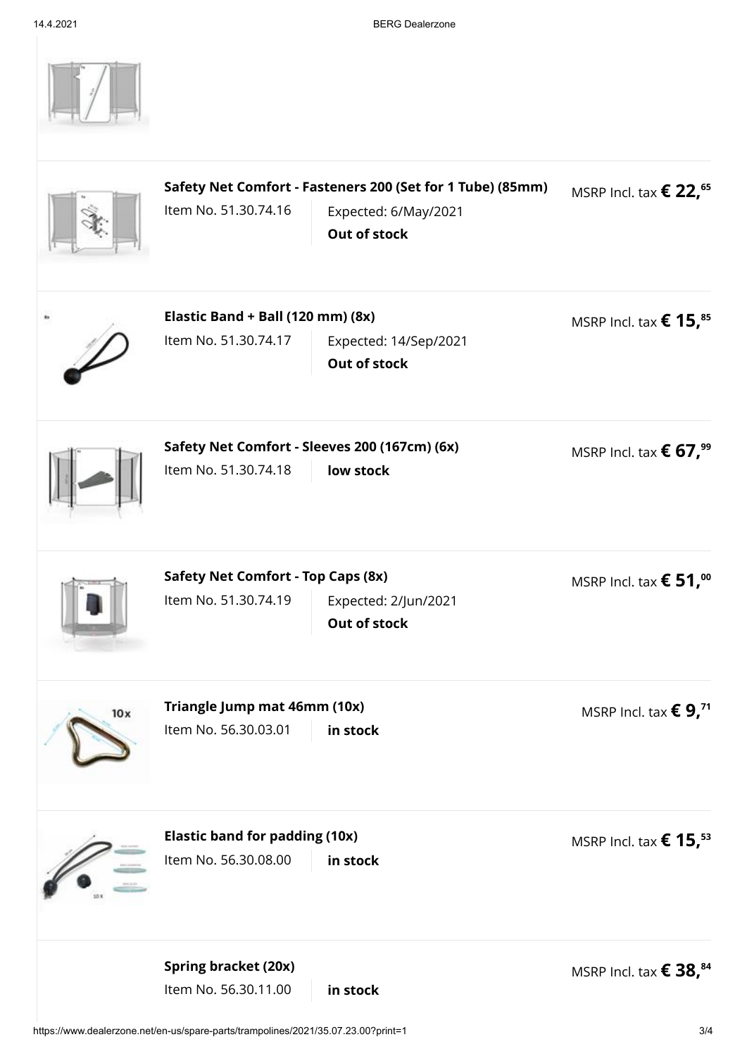**Safety Net Comfort - Fasteners 200 (Set for 1 Tube) (85mm)**

Item No. 51.30.74.16 | Expected: 6/May/2021 | **Out of stock**

MSRP Incl. tax **€ 22,65**

---

**Elastic Band + Ball (120 mm) (8x)**

Item No. 51.30.74.17 | Expected: 14/Sep/2021 | **Out of stock**

MSRP Incl. tax **€ 15,85**

---

**Safety Net Comfort - Sleeves 200 (167cm) (6x)**

Item No. 51.30.74.18 | **low stock**

MSRP Incl. tax **€ 67,99**

---

**Safety Net Comfort - Top Caps (8x)**

Item No. 51.30.74.19 | Expected: 2/Jun/2021 | **Out of stock**

MSRP Incl. tax **€ 51,00**

---

**Triangle Jump mat 46mm (10x)**

Item No. 56.30.03.01 | **in stock**

MSRP Incl. tax **€ 9,71**

---

**Elastic band for padding (10x)**

Item No. 56.30.08.00 | **in stock**

MSRP Incl. tax **€ 15,53**

---

**Spring bracket (20x)**

Item No. 56.30.11.00 | **in stock**

MSRP Incl. tax **€ 38,84**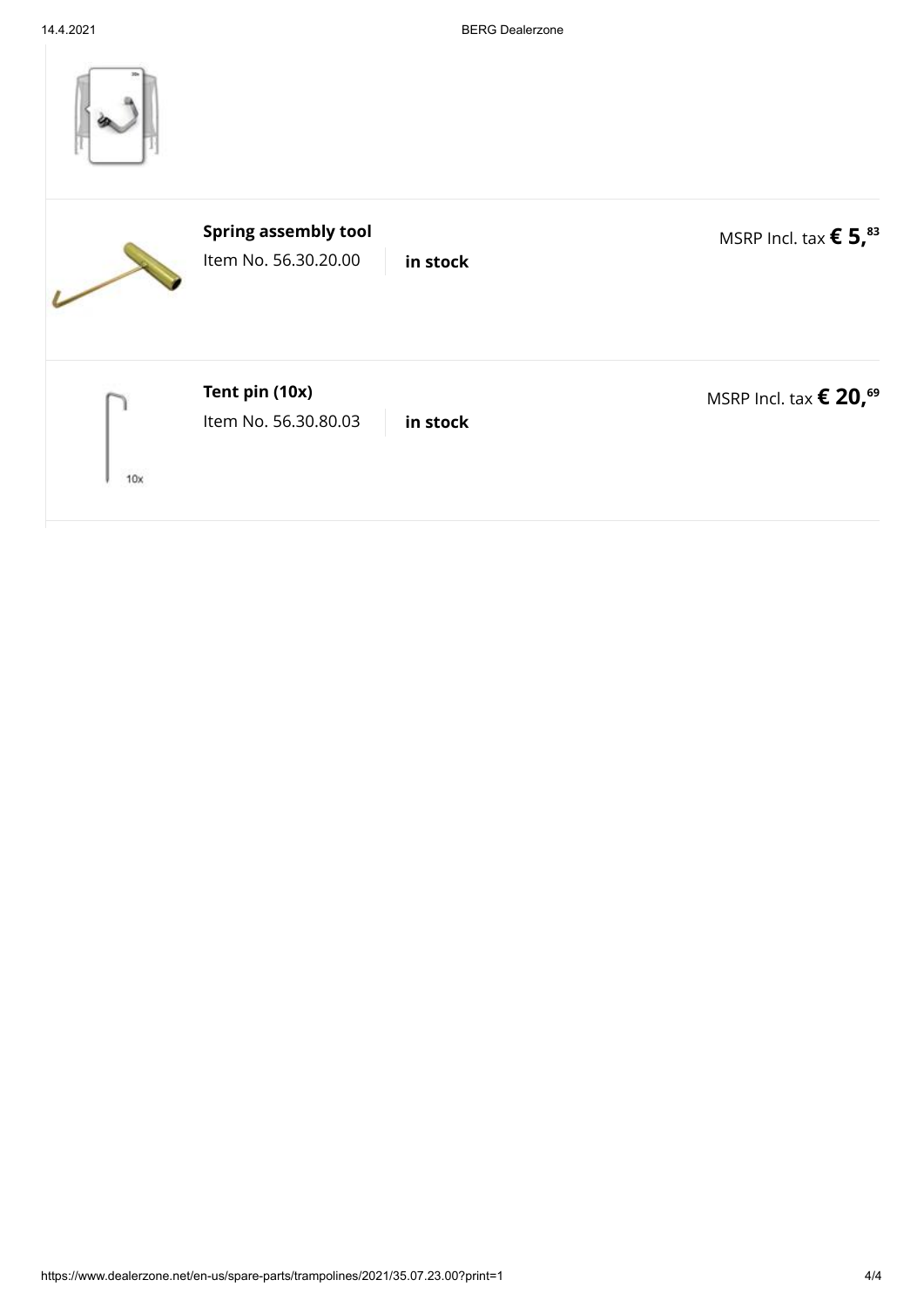**Spring assembly tool**

Item No. 56.30.20.00 | **in stock**

MSRP Incl. tax **€ 5,83**

**Tent pin (10x)**

Item No. 56.30.80.03 | **in stock**

MSRP Incl. tax **€ 20,69**